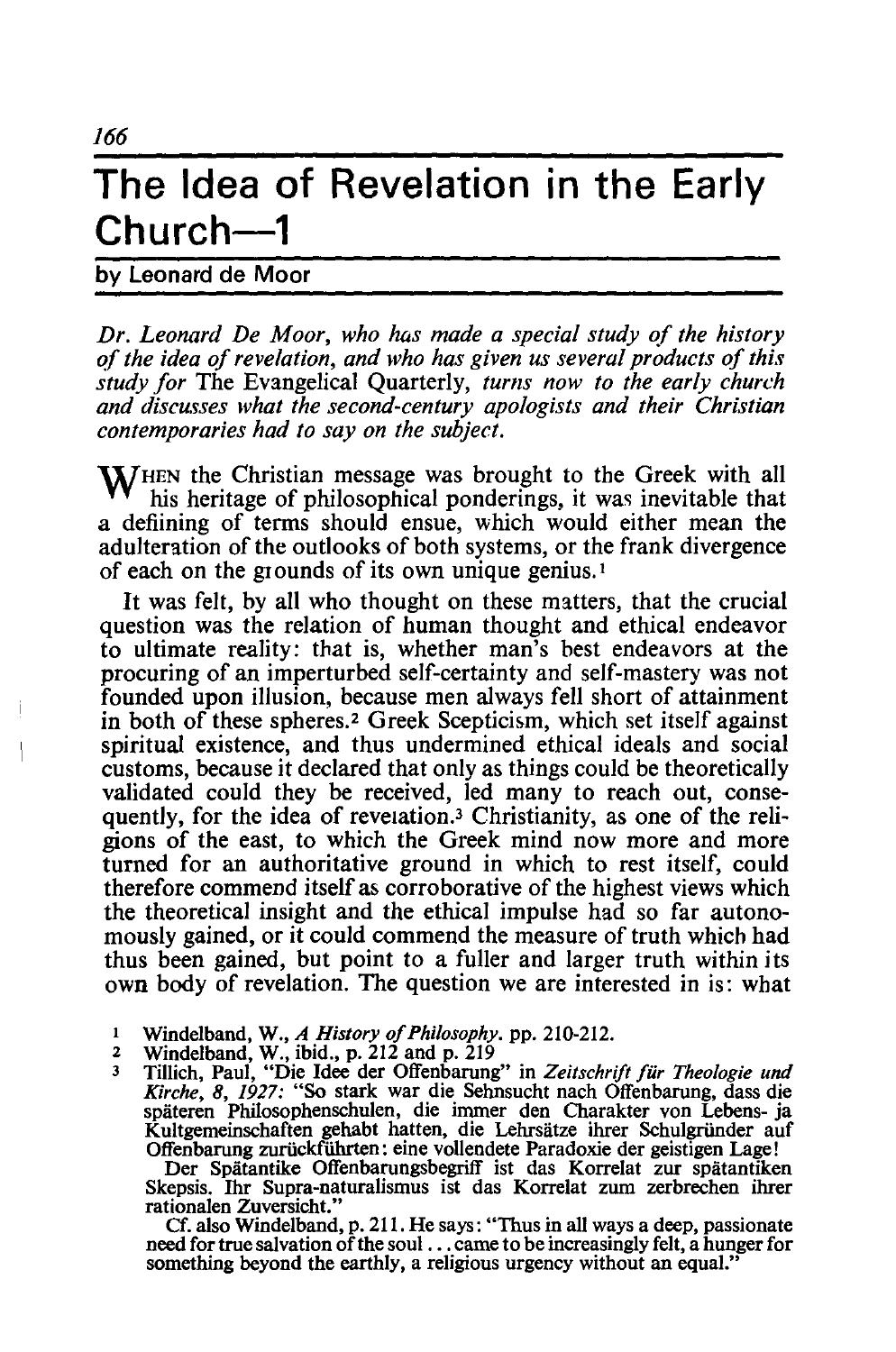# The Idea of Revelation in the Early Church—1

by Leonard de Moor

*Dr. Leonard De Moor, who has made a special study of the history of the idea of revelation, and who has given us several products of this study for* The Evangelical Quarterly, *turns now to the early church and discusses what the second-century apologists and their Christian contemporaries had to say on the subject.*

WHEN the Christian message was brought to the Greek with all his heritage of philosophical ponderings, it was inevitable that a defiining of terms should ensue, which would either mean the adulteration of the outlooks of both systems, or the frank divergence of each on the grounds of its own unique genius.[1]

It was felt, by all who thought on these matters, that the crucial question was the relation of human thought and ethical endeavor to ultimate reality: that is, whether man's best endeavors at the procuring of an imperturbed self-certainty and self-mastery was not founded upon illusion, because men always fell short of attainment in both of these spheres.[2] Greek Scepticism, which set itself against spiritual existence, and thus undermined ethical ideals and social customs, because it declared that only as things could be theoretically validated could they be received, led many to reach out, consequently, for the idea of revelation.[3] Christianity, as one of the religions of the east, to which the Greek mind now more and more turned for an authoritative ground in which to rest itself, could therefore commend itself as corroborative of the highest views which the theoretical insight and the ethical impulse had so far autonomously gained, or it could commend the measure of truth which had thus been gained, but point to a fuller and larger truth within its own body of revelation. The question we are interested in is: what

1. Windelband, W., *A History of Philosophy*. pp. 210-212.
2. Windelband, W., ibid., p. 212 and p. 219
3. Tillich, Paul, "Die Idee der Offenbarung" in *Zeitschrift für Theologie und Kirche*, *8, 1927:* "So stark war die Sehnsucht nach Offenbarung, dass die späteren Philosophenschulen, die immer den Charakter von Lebens- ja Kultgemeinschaften gehabt hatten, die Lehrsätze ihrer Schulgründer auf Offenbarung zurückführten: eine vollendete Paradoxie der geistigen Lage!
   Der Spätantike Offenbarungsbegriff ist das Korrelat zur spätantiken Skepsis. Ihr Supra-naturalismus ist das Korrelat zum zerbrechen ihrer rationalen Zuversicht."
   Cf. also Windelband, p. 211. He says: "Thus in all ways a deep, passionate need for true salvation of the soul . . . came to be increasingly felt, a hunger for something beyond the earthly, a religious urgency without an equal."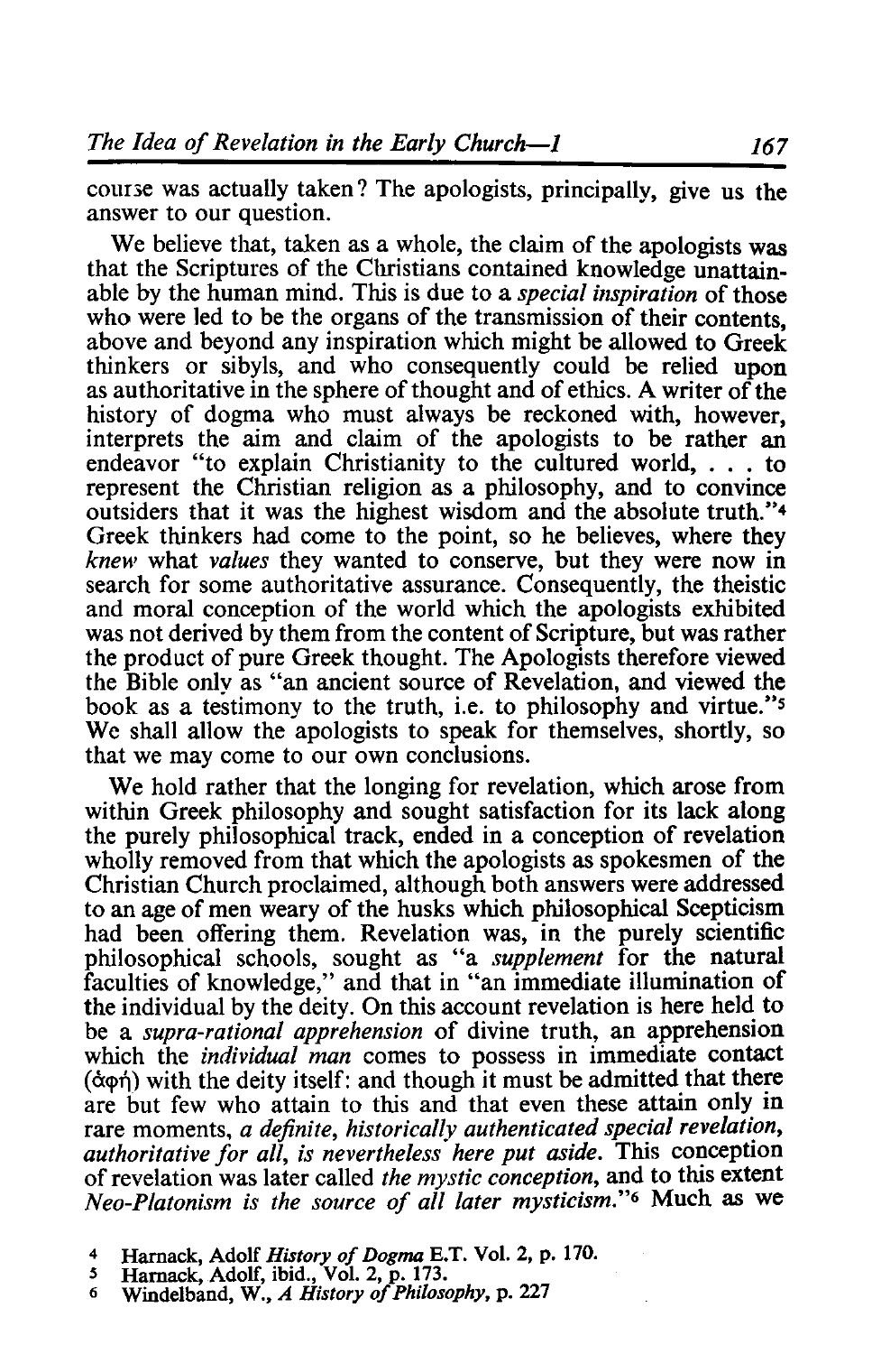course was actually taken? The apologists, principally, give us the answer to our question.

We believe that, taken as a whole, the claim of the apologists was that the Scriptures of the Christians contained knowledge unattainable by the human mind. This is due to a *special inspiration* of those who were led to be the organs of the transmission of their contents, above and beyond any inspiration which might be allowed to Greek thinkers or sibyls, and who consequently could be relied upon as authoritative in the sphere of thought and of ethics. A writer of the history of dogma who must always be reckoned with, however, interprets the aim and claim of the apologists to be rather an endeavor "to explain Christianity to the cultured world, . . . to represent the Christian religion as a philosophy, and to convince outsiders that it was the highest wisdom and the absolute truth."[4] Greek thinkers had come to the point, so he believes, where they *knew* what *values* they wanted to conserve, but they were now in search for some authoritative assurance. Consequently, the theistic and moral conception of the world which the apologists exhibited was not derived by them from the content of Scripture, but was rather the product of pure Greek thought. The Apologists therefore viewed the Bible only as "an ancient source of Revelation, and viewed the book as a testimony to the truth, i.e. to philosophy and virtue."[5] We shall allow the apologists to speak for themselves, shortly, so that we may come to our own conclusions.

We hold rather that the longing for revelation, which arose from within Greek philosophy and sought satisfaction for its lack along the purely philosophical track, ended in a conception of revelation wholly removed from that which the apologists as spokesmen of the Christian Church proclaimed, although both answers were addressed to an age of men weary of the husks which philosophical Scepticism had been offering them. Revelation was, in the purely scientific philosophical schools, sought as "a *supplement* for the natural faculties of knowledge," and that in "an immediate illumination of the individual by the deity. On this account revelation is here held to be a *supra-rational apprehension* of divine truth, an apprehension which the *individual man* comes to possess in immediate contact (ἁφή) with the deity itself: and though it must be admitted that there are but few who attain to this and that even these attain only in rare moments, *a definite, historically authenticated special revelation, authoritative for all, is nevertheless here put aside.* This conception of revelation was later called *the mystic conception*, and to this extent *Neo-Platonism is the source of all later mysticism.*"[6] Much as we

[4] Harnack, Adolf *History of Dogma* E.T. Vol. 2, p. 170.

[5] Harnack, Adolf, ibid., Vol. 2, p. 173.

[6] Windelband, W., *A History of Philosophy*, p. 227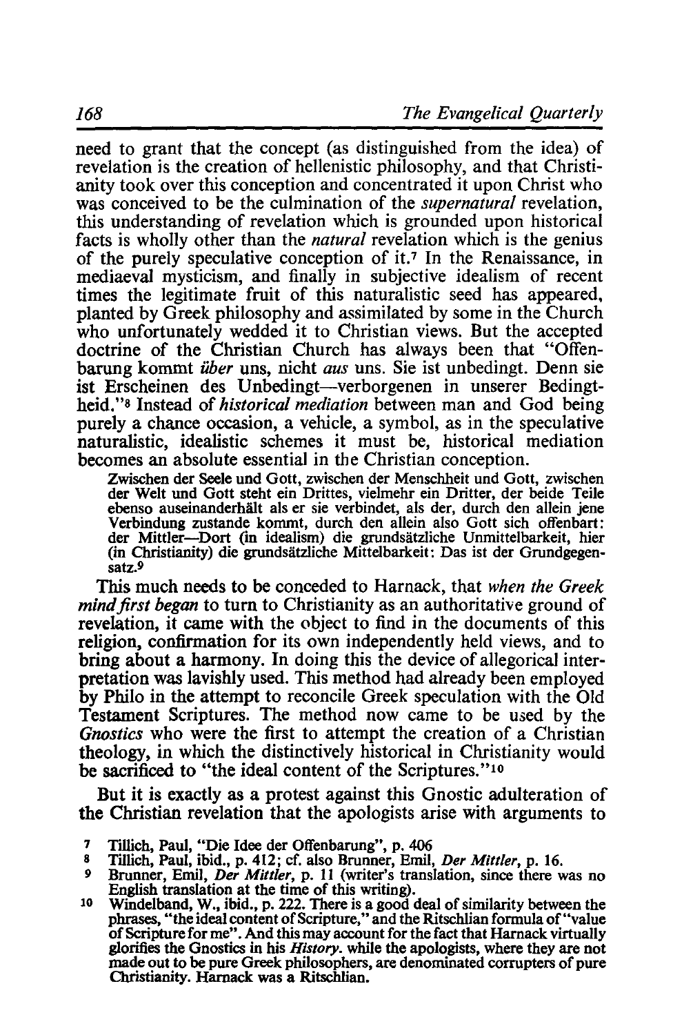need to grant that the concept (as distinguished from the idea) of revelation is the creation of hellenistic philosophy, and that Christianity took over this conception and concentrated it upon Christ who was conceived to be the culmination of the *supernatural* revelation, this understanding of revelation which is grounded upon historical facts is wholly other than the *natural* revelation which is the genius of the purely speculative conception of it.[7] In the Renaissance, in mediaeval mysticism, and finally in subjective idealism of recent times the legitimate fruit of this naturalistic seed has appeared, planted by Greek philosophy and assimilated by some in the Church who unfortunately wedded it to Christian views. But the accepted doctrine of the Christian Church has always been that "Offenbarung kommt *über* uns, nicht *aus* uns. Sie ist unbedingt. Denn sie ist Erscheinen des Unbedingt—verborgenen in unserer Bedingtheid."[8] Instead of *historical mediation* between man and God being purely a chance occasion, a vehicle, a symbol, as in the speculative naturalistic, idealistic schemes it must be, historical mediation becomes an absolute essential in the Christian conception.

> Zwischen der Seele und Gott, zwischen der Menschheit und Gott, zwischen der Welt und Gott steht ein Drittes, vielmehr ein Dritter, der beide Teile ebenso auseinanderhält als er sie verbindet, als der, durch den allein jene Verbindung zustande kommt, durch den allein also Gott sich offenbart: der Mittler—Dort (in idealism) die grundsätzliche Unmittelbarkeit, hier (in Christianity) die grundsätzliche Mittelbarkeit: Das ist der Grundgegensatz.[9]

This much needs to be conceded to Harnack, that *when the Greek mind first began* to turn to Christianity as an authoritative ground of revelation, it came with the object to find in the documents of this religion, confirmation for its own independently held views, and to bring about a harmony. In doing this the device of allegorical interpretation was lavishly used. This method had already been employed by Philo in the attempt to reconcile Greek speculation with the Old Testament Scriptures. The method now came to be used by the *Gnostics* who were the first to attempt the creation of a Christian theology, in which the distinctively historical in Christianity would be sacrificed to "the ideal content of the Scriptures."[10]

But it is exactly as a protest against this Gnostic adulteration of the Christian revelation that the apologists arise with arguments to

---

7 Tillich, Paul, "Die Idee der Offenbarung", p. 406

8 Tillich, Paul, ibid., p. 412; cf. also Brunner, Emil, *Der Mittler*, p. 16.

9 Brunner, Emil, *Der Mittler*, p. 11 (writer's translation, since there was no English translation at the time of this writing).

10 Windelband, W., ibid., p. 222. There is a good deal of similarity between the phrases, "the ideal content of Scripture," and the Ritschlian formula of "value of Scripture for me". And this may account for the fact that Harnack virtually glorifies the Gnostics in his *History*. while the apologists, where they are not made out to be pure Greek philosophers, are denominated corrupters of pure Christianity. Harnack was a Ritschlian.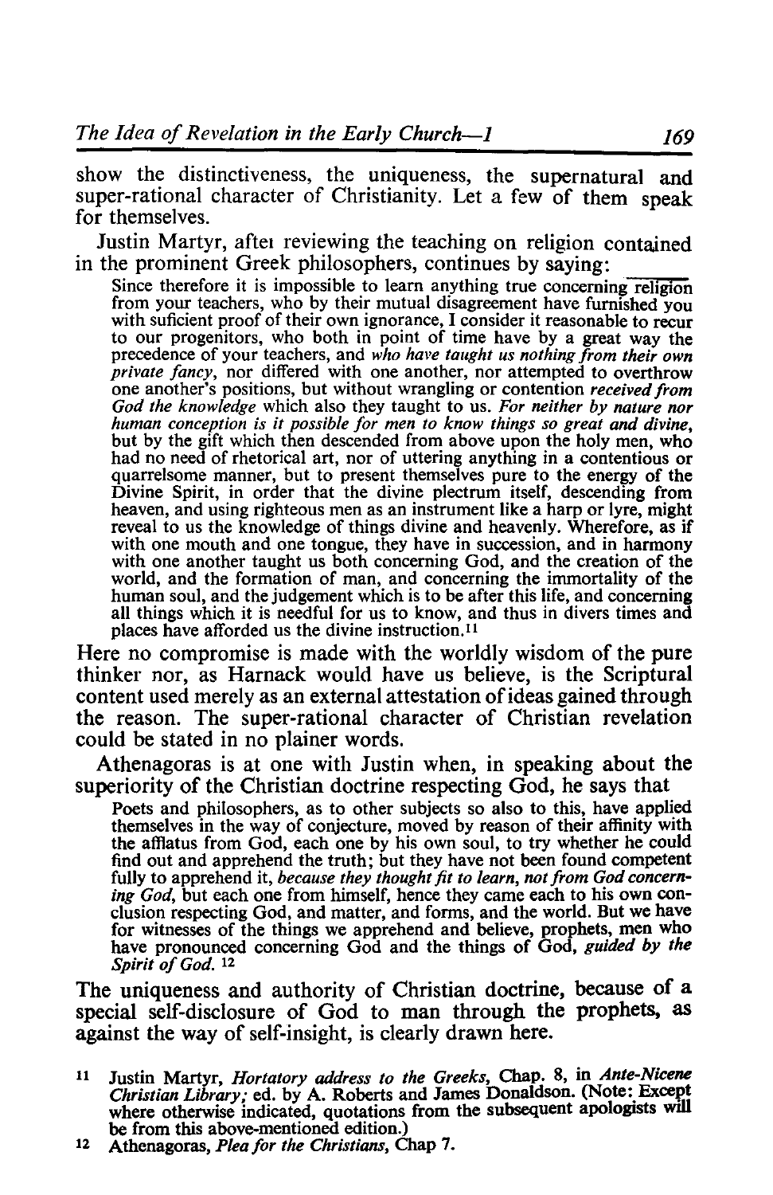show the distinctiveness, the uniqueness, the supernatural and super-rational character of Christianity. Let a few of them speak for themselves.

Justin Martyr, aftei reviewing the teaching on religion contained in the prominent Greek philosophers, continues by saying:

> Since therefore it is impossible to learn anything true concerning religion from your teachers, who by their mutual disagreement have furnished you with suficient proof of their own ignorance, I consider it reasonable to recur to our progenitors, who both in point of time have by a great way the precedence of your teachers, and *who have taught us nothing from their own private fancy*, nor differed with one another, nor attempted to overthrow one another's positions, but without wrangling or contention *received from God the knowledge* which also they taught to us. *For neither by nature nor human conception is it possible for men to know things so great and divine*, but by the gift which then descended from above upon the holy men, who had no need of rhetorical art, nor of uttering anything in a contentious or quarrelsome manner, but to present themselves pure to the energy of the Divine Spirit, in order that the divine plectrum itself, descending from heaven, and using righteous men as an instrument like a harp or lyre, might reveal to us the knowledge of things divine and heavenly. Wherefore, as if with one mouth and one tongue, they have in succession, and in harmony with one another taught us both concerning God, and the creation of the world, and the formation of man, and concerning the immortality of the human soul, and the judgement which is to be after this life, and concerning all things which it is needful for us to know, and thus in divers times and places have afforded us the divine instruction.[11]

Here no compromise is made with the worldly wisdom of the pure thinker nor, as Harnack would have us believe, is the Scriptural content used merely as an external attestation of ideas gained through the reason. The super-rational character of Christian revelation could be stated in no plainer words.

Athenagoras is at one with Justin when, in speaking about the superiority of the Christian doctrine respecting God, he says that

> Poets and philosophers, as to other subjects so also to this, have applied themselves in the way of conjecture, moved by reason of their affinity with the afflatus from God, each one by his own soul, to try whether he could find out and apprehend the truth; but they have not been found competent fully to apprehend it, *because they thought fit to learn, not from God concerning God*, but each one from himself, hence they came each to his own conclusion respecting God, and matter, and forms, and the world. But we have for witnesses of the things we apprehend and believe, prophets, men who have pronounced concerning God and the things of God, *guided by the Spirit of God.* [12]

The uniqueness and authority of Christian doctrine, because of a special self-disclosure of God to man through the prophets, as against the way of self-insight, is clearly drawn here.

[11] Justin Martyr, *Hortatory address to the Greeks*, Chap. 8, in *Ante-Nicene Christian Library;* ed. by A. Roberts and James Donaldson. (Note: Except where otherwise indicated, quotations from the subsequent apologists will be from this above-mentioned edition.)

[12] Athenagoras, *Plea for the Christians*, Chap 7.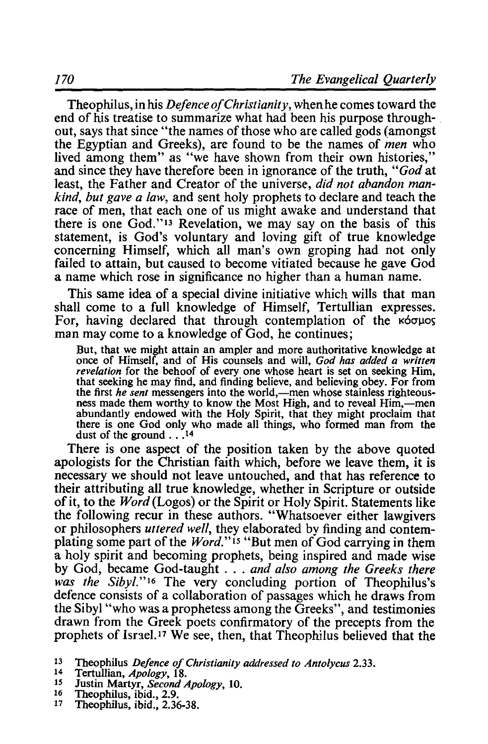Theophilus, in his *Defence of Christianity*, when he comes toward the end of his treatise to summarize what had been his purpose throughout, says that since "the names of those who are called gods (amongst the Egyptian and Greeks), are found to be the names of *men* who lived among them" as "we have shown from their own histories," and since they have therefore been in ignorance of the truth, "*God* at least, the Father and Creator of the universe, *did not abandon mankind, but gave a law*, and sent holy prophets to declare and teach the race of men, that each one of us might awake and understand that there is one God."[13] Revelation, we may say on the basis of this statement, is God's voluntary and loving gift of true knowledge concerning Himself, which all man's own groping had not only failed to attain, but caused to become vitiated because he gave God a name which rose in significance no higher than a human name.

This same idea of a special divine initiative which wills that man shall come to a full knowledge of Himself, Tertullian expresses. For, having declared that through contemplation of the κόσμος man may come to a knowledge of God, he continues;

> But, that we might attain an ampler and more authoritative knowledge at once of Himself, and of His counsels and will, *God has added a written revelation* for the behoof of every one whose heart is set on seeking Him, that seeking he may find, and finding believe, and believing obey. For from the first *he sent* messengers into the world,—men whose stainless righteousness made them worthy to know the Most High, and to reveal Him,—men abundantly endowed with the Holy Spirit, that they might proclaim that there is one God only who made all things, who formed man from the dust of the ground . . .[14]

There is one aspect of the position taken by the above quoted apologists for the Christian faith which, before we leave them, it is necessary we should not leave untouched, and that has reference to their attributing all true knowledge, whether in Scripture or outside of it, to the *Word* (Logos) or the Spirit or Holy Spirit. Statements like the following recur in these authors. "Whatsoever either lawgivers or philosophers *uttered well*, they elaborated by finding and contemplating some part of the *Word*."[15] "But men of God carrying in them a holy spirit and becoming prophets, being inspired and made wise by God, became God-taught . . . *and also among the Greeks there was the Sibyl*."[16] The very concluding portion of Theophilus's defence consists of a collaboration of passages which he draws from the Sibyl "who was a prophetess among the Greeks", and testimonies drawn from the Greek poets confirmatory of the precepts from the prophets of Israel.[17] We see, then, that Theophilus believed that the

[13] Theophilus *Defence of Christianity addressed to Antolycus* 2.33.
[14] Tertullian, *Apology*, 18.
[15] Justin Martyr, *Second Apology*, 10.
[16] Theophilus, ibid., 2.9.
[17] Theophilus, ibid., 2.36-38.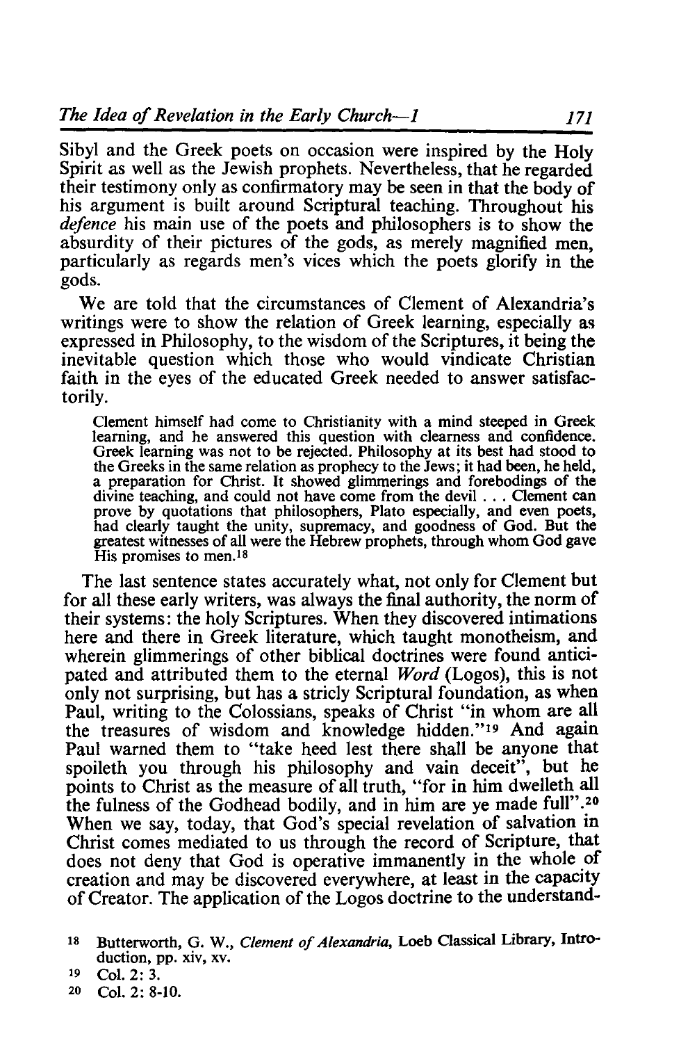Sibyl and the Greek poets on occasion were inspired by the Holy Spirit as well as the Jewish prophets. Nevertheless, that he regarded their testimony only as confirmatory may be seen in that the body of his argument is built around Scriptural teaching. Throughout his *defence* his main use of the poets and philosophers is to show the absurdity of their pictures of the gods, as merely magnified men, particularly as regards men's vices which the poets glorify in the gods.

We are told that the circumstances of Clement of Alexandria's writings were to show the relation of Greek learning, especially as expressed in Philosophy, to the wisdom of the Scriptures, it being the inevitable question which those who would vindicate Christian faith in the eyes of the educated Greek needed to answer satisfactorily.

> Clement himself had come to Christianity with a mind steeped in Greek learning, and he answered this question with clearness and confidence. Greek learning was not to be rejected. Philosophy at its best had stood to the Greeks in the same relation as prophecy to the Jews; it had been, he held, a preparation for Christ. It showed glimmerings and forebodings of the divine teaching, and could not have come from the devil . . . Clement can prove by quotations that philosophers, Plato especially, and even poets, had clearly taught the unity, supremacy, and goodness of God. But the greatest witnesses of all were the Hebrew prophets, through whom God gave His promises to men.[18]

The last sentence states accurately what, not only for Clement but for all these early writers, was always the final authority, the norm of their systems: the holy Scriptures. When they discovered intimations here and there in Greek literature, which taught monotheism, and wherein glimmerings of other biblical doctrines were found anticipated and attributed them to the eternal *Word* (Logos), this is not only not surprising, but has a stricly Scriptural foundation, as when Paul, writing to the Colossians, speaks of Christ "in whom are all the treasures of wisdom and knowledge hidden."[19] And again Paul warned them to "take heed lest there shall be anyone that spoileth you through his philosophy and vain deceit", but he points to Christ as the measure of all truth, "for in him dwelleth all the fulness of the Godhead bodily, and in him are ye made full".[20] When we say, today, that God's special revelation of salvation in Christ comes mediated to us through the record of Scripture, that does not deny that God is operative immanently in the whole of creation and may be discovered everywhere, at least in the capacity of Creator. The application of the Logos doctrine to the understand-

[18] Butterworth, G. W., *Clement of Alexandria*, Loeb Classical Library, Introduction, pp. xiv, xv.

[19] Col. 2: 3.

[20] Col. 2: 8-10.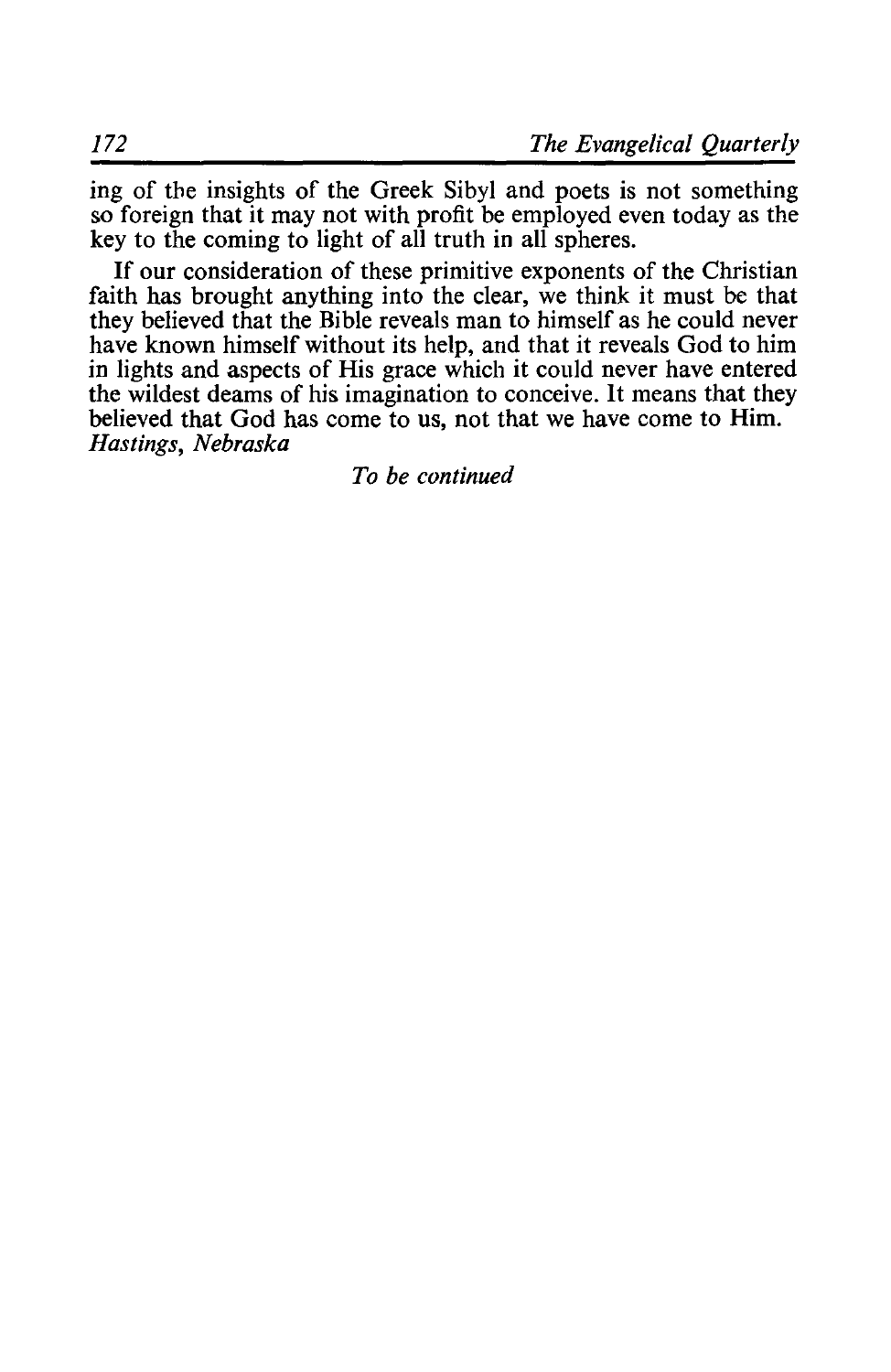ing of the insights of the Greek Sibyl and poets is not something so foreign that it may not with profit be employed even today as the key to the coming to light of all truth in all spheres.

If our consideration of these primitive exponents of the Christian faith has brought anything into the clear, we think it must be that they believed that the Bible reveals man to himself as he could never have known himself without its help, and that it reveals God to him in lights and aspects of His grace which it could never have entered the wildest deams of his imagination to conceive. It means that they believed that God has come to us, not that we have come to Him.

*Hastings, Nebraska*

*To be continued*